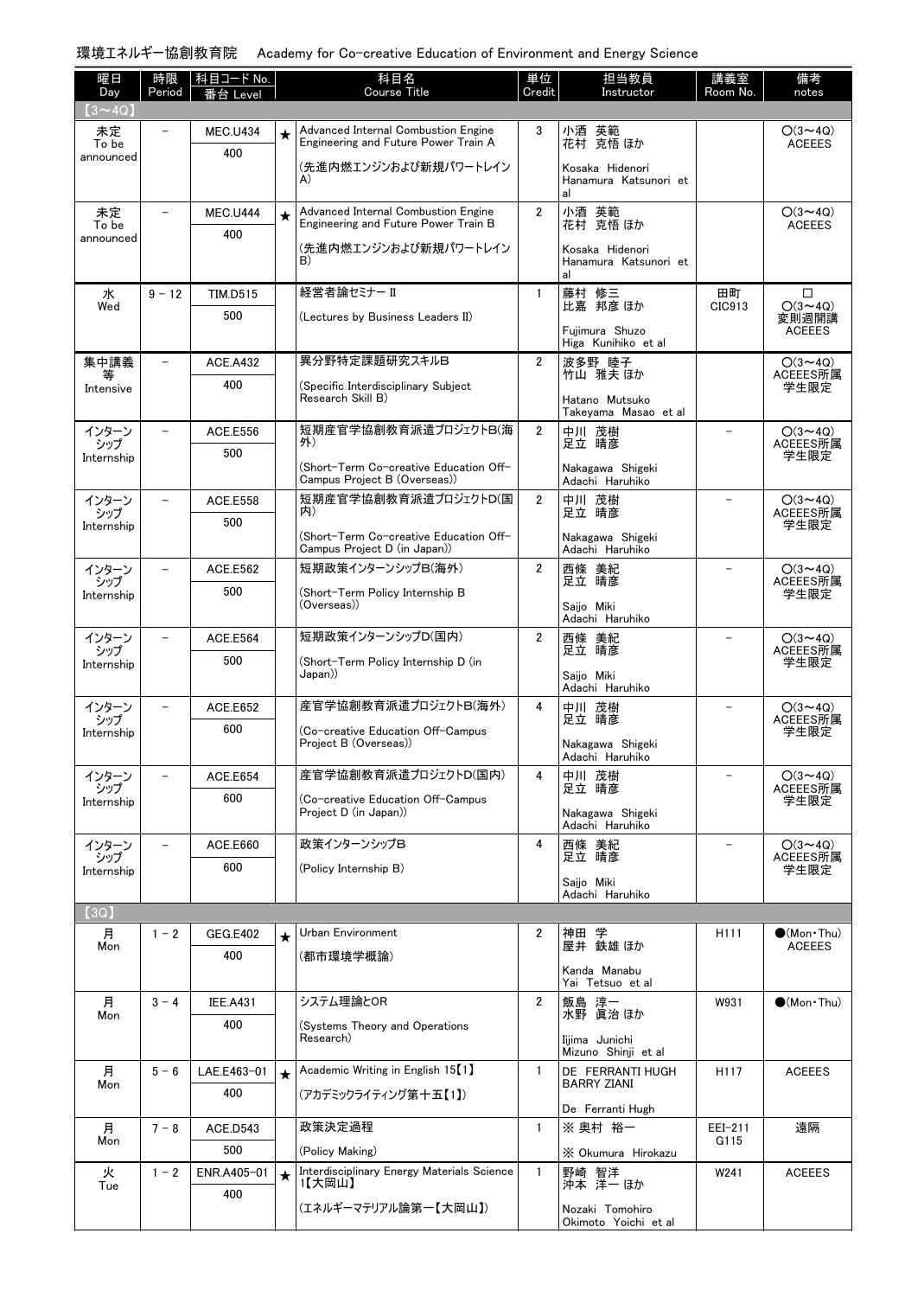環境エネルギー協創教育院　Academy for Co-creative Education of Environment and Energy Science

| 曜日 Day | 時限 Period | 科目コード No. 番台 Level | | 科目名 Course Title | 単位 Credit | 担当教員 Instructor | 講義室 Room No. | 備考 notes |
|---|---|---|---|---|---|---|---|---|
| 【3～4Q】 | | | | | | | | |
| 未定 To be announced | － | MEC.U434 400 | ★ | Advanced Internal Combustion Engine Engineering and Future Power Train A (先進内燃エンジンおよび新規パワートレインA) | 3 | 小酒 英範 花村 克悟 ほか Kosaka Hidenori Hanamura Katsunori et al | | ○(3～4Q) ACEEES |
| 未定 To be announced | － | MEC.U444 400 | ★ | Advanced Internal Combustion Engine Engineering and Future Power Train B (先進内燃エンジンおよび新規パワートレインB) | 2 | 小酒 英範 花村 克悟 ほか Kosaka Hidenori Hanamura Katsunori et al | | ○(3～4Q) ACEEES |
| 水 Wed | 9 - 12 | TIM.D515 500 | | 経営者論セミナー II (Lectures by Business Leaders II) | 1 | 藤村 修三 比嘉 邦彦 ほか Fujimura Shuzo Higa Kunihiko et al | 田町 CIC913 | □ ○(3～4Q) 変則週開講 ACEEES |
| 集中講義等 Intensive | － | ACE.A432 400 | | 異分野特定課題研究スキルB (Specific Interdisciplinary Subject Research Skill B) | 2 | 波多野 睦子 竹山 雅夫 ほか Hatano Mutsuko Takeyama Masao et al | | ○(3～4Q) ACEEES所属学生限定 |
| インターンシップ Internship | － | ACE.E556 500 | | 短期産官学協創教育派遣プロジェクトB(海外) (Short-Term Co-creative Education Off-Campus Project B (Overseas)) | 2 | 中川 茂樹 足立 晴彦 Nakagawa Shigeki Adachi Haruhiko | － | ○(3～4Q) ACEEES所属学生限定 |
| インターンシップ Internship | － | ACE.E558 500 | | 短期産官学協創教育派遣プロジェクトD(国内) (Short-Term Co-creative Education Off-Campus Project D (in Japan)) | 2 | 中川 茂樹 足立 晴彦 Nakagawa Shigeki Adachi Haruhiko | － | ○(3～4Q) ACEEES所属学生限定 |
| インターンシップ Internship | － | ACE.E562 500 | | 短期政策インターンシップB(海外) (Short-Term Policy Internship B (Overseas)) | 2 | 西條 美紀 足立 晴彦 Saijo Miki Adachi Haruhiko | － | ○(3～4Q) ACEEES所属学生限定 |
| インターンシップ Internship | － | ACE.E564 500 | | 短期政策インターンシップD(国内) (Short-Term Policy Internship D (in Japan)) | 2 | 西條 美紀 足立 晴彦 Saijo Miki Adachi Haruhiko | － | ○(3～4Q) ACEEES所属学生限定 |
| インターンシップ Internship | － | ACE.E652 600 | | 産官学協創教育派遣プロジェクトB(海外) (Co-creative Education Off-Campus Project B (Overseas)) | 4 | 中川 茂樹 足立 晴彦 Nakagawa Shigeki Adachi Haruhiko | － | ○(3～4Q) ACEEES所属学生限定 |
| インターンシップ Internship | － | ACE.E654 600 | | 産官学協創教育派遣プロジェクトD(国内) (Co-creative Education Off-Campus Project D (in Japan)) | 4 | 中川 茂樹 足立 晴彦 Nakagawa Shigeki Adachi Haruhiko | － | ○(3～4Q) ACEEES所属学生限定 |
| インターンシップ Internship | － | ACE.E660 600 | | 政策インターンシップB (Policy Internship B) | 4 | 西條 美紀 足立 晴彦 Saijo Miki Adachi Haruhiko | － | ○(3～4Q) ACEEES所属学生限定 |
| 【3Q】 | | | | | | | | |
| 月 Mon | 1 - 2 | GEG.E402 400 | ★ | Urban Environment (都市環境学概論) | 2 | 神田 学 屋井 鉄雄 ほか Kanda Manabu Yai Tetsuo et al | H111 | ●(Mon・Thu) ACEEES |
| 月 Mon | 3 - 4 | IEE.A431 400 | | システム理論とOR (Systems Theory and Operations Research) | 2 | 飯島 淳一 水野 眞治 ほか Iijima Junichi Mizuno Shinji et al | W931 | ●(Mon・Thu) |
| 月 Mon | 5 - 6 | LAE.E463-01 400 | ★ | Academic Writing in English 15【1】 (アカデミックライティング第十五【1】) | 1 | DE FERRANTI HUGH BARRY ZIANI De Ferranti Hugh | H117 | ACEEES |
| 月 Mon | 7 - 8 | ACE.D543 500 | | 政策決定過程 (Policy Making) | 1 | ※ 奥村 裕一 ※ Okumura Hirokazu | EEI-211 G115 | 遠隔 |
| 火 Tue | 1 - 2 | ENR.A405-01 400 | ★ | Interdisciplinary Energy Materials Science 1【大岡山】 (エネルギーマテリアル論第一【大岡山】) | 1 | 野崎 智洋 沖本 洋一 ほか Nozaki Tomohiro Okimoto Yoichi et al | W241 | ACEEES |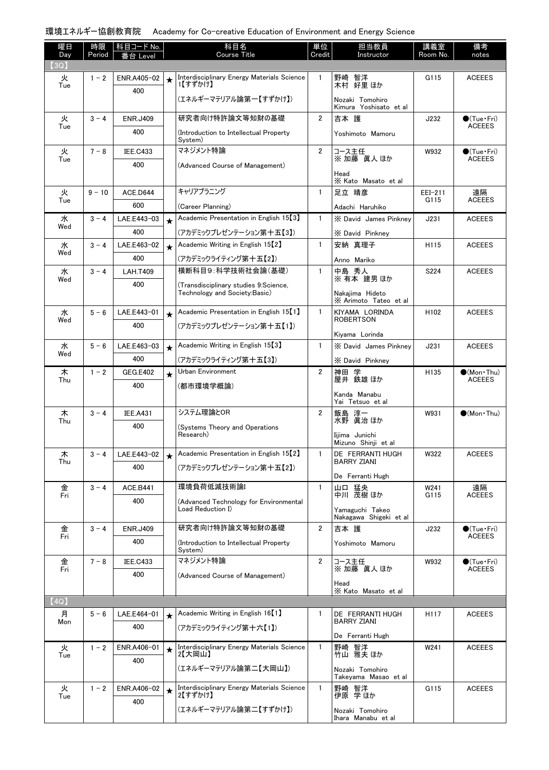環境エネルギー協創教育院　Academy for Co-creative Education of Environment and Energy Science

| 曜日 Day | 時限 Period | 科目コード No. 番台 Level | | 科目名 Course Title | 単位 Credit | 担当教員 Instructor | 講義室 Room No. | 備考 notes |
|---|---|---|---|---|---|---|---|---|
| 【3Q】 | | | | | | | | |
| 火 Tue | 1－2 | ENR.A405-02 400 | ★ | Interdisciplinary Energy Materials Science 1【すずかけ】 (エネルギーマテリアル論第一【すずかけ】) | 1 | 野崎 智洋 木村 好里 ほか Nozaki Tomohiro Kimura Yoshisato et al | G115 | ACEEES |
| 火 Tue | 3－4 | ENR.J409 400 | | 研究者向け特許論文等知財の基礎 (Introduction to Intellectual Property System) | 2 | 吉本 護 Yoshimoto Mamoru | J232 | ●(Tue・Fri) ACEEES |
| 火 Tue | 7－8 | IEE.C433 400 | | マネジメント特論 (Advanced Course of Management) | 2 | コース主任 ※ 加藤 眞人 ほか Head ※ Kato Masato et al | W932 | ●(Tue・Fri) ACEEES |
| 火 Tue | 9－10 | ACE.D644 600 | | キャリアプランニング (Career Planning) | 1 | 足立 晴彦 Adachi Haruhiko | EEI-211 G115 | 遠隔 ACEEES |
| 水 Wed | 3－4 | LAE.E443-03 400 | ★ | Academic Presentation in English 15【3】 (アカデミックプレゼンテーション第十五【3】) | 1 | ※ David James Pinkney ※ David Pinkney | J231 | ACEEES |
| 水 Wed | 3－4 | LAE.E463-02 400 | ★ | Academic Writing in English 15【2】 (アカデミックライティング第十五【2】) | 1 | 安納 真理子 Anno Mariko | H115 | ACEEES |
| 水 Wed | 3－4 | LAH.T409 400 | | 横断科目9:科学技術社会論(基礎) (Transdisciplinary studies 9:Science, Technology and Society:Basic) | 1 | 中島 秀人 ※ 有本 建男 ほか Nakajima Hideto ※ Arimoto Tateo et al | S224 | ACEEES |
| 水 Wed | 5－6 | LAE.E443-01 400 | ★ | Academic Presentation in English 15【1】 (アカデミックプレゼンテーション第十五【1】) | 1 | KIYAMA LORINDA ROBERTSON Kiyama Lorinda | H102 | ACEEES |
| 水 Wed | 5－6 | LAE.E463-03 400 | ★ | Academic Writing in English 15【3】 (アカデミックライティング第十五【3】) | 1 | ※ David James Pinkney ※ David Pinkney | J231 | ACEEES |
| 木 Thu | 1－2 | GEG.E402 400 | ★ | Urban Environment (都市環境学概論) | 2 | 神田 学 屋井 鉄雄 ほか Kanda Manabu Yai Tetsuo et al | H135 | ●(Mon・Thu) ACEEES |
| 木 Thu | 3－4 | IEE.A431 400 | | システム理論とOR (Systems Theory and Operations Research) | 2 | 飯島 淳一 水野 眞治 ほか Iijima Junichi Mizuno Shinji et al | W931 | ●(Mon・Thu) |
| 木 Thu | 3－4 | LAE.E443-02 400 | ★ | Academic Presentation in English 15【2】 (アカデミックプレゼンテーション第十五【2】) | 1 | DE FERRANTI HUGH BARRY ZIANI De Ferranti Hugh | W322 | ACEEES |
| 金 Fri | 3－4 | ACE.B441 400 | | 環境負荷低減技術論I (Advanced Technology for Environmental Load Reduction I) | 1 | 山口 猛央 中川 茂樹 ほか Yamaguchi Takeo Nakagawa Shigeki et al | W241 G115 | 遠隔 ACEEES |
| 金 Fri | 3－4 | ENR.J409 400 | | 研究者向け特許論文等知財の基礎 (Introduction to Intellectual Property System) | 2 | 吉本 護 Yoshimoto Mamoru | J232 | ●(Tue・Fri) ACEEES |
| 金 Fri | 7－8 | IEE.C433 400 | | マネジメント特論 (Advanced Course of Management) | 2 | コース主任 ※ 加藤 眞人 ほか Head ※ Kato Masato et al | W932 | ●(Tue・Fri) ACEEES |
| 【4Q】 | | | | | | | | |
| 月 Mon | 5－6 | LAE.E464-01 400 | ★ | Academic Writing in English 16【1】 (アカデミックライティング第十六【1】) | 1 | DE FERRANTI HUGH BARRY ZIANI De Ferranti Hugh | H117 | ACEEES |
| 火 Tue | 1－2 | ENR.A406-01 400 | ★ | Interdisciplinary Energy Materials Science 2【大岡山】 (エネルギーマテリアル論第二【大岡山】) | 1 | 野崎 智洋 竹山 雅夫 ほか Nozaki Tomohiro Takeyama Masao et al | W241 | ACEEES |
| 火 Tue | 1－2 | ENR.A406-02 400 | ★ | Interdisciplinary Energy Materials Science 2【すずかけ】 (エネルギーマテリアル論第二【すずかけ】) | 1 | 野崎 智洋 伊原 学 ほか Nozaki Tomohiro Ihara Manabu et al | G115 | ACEEES |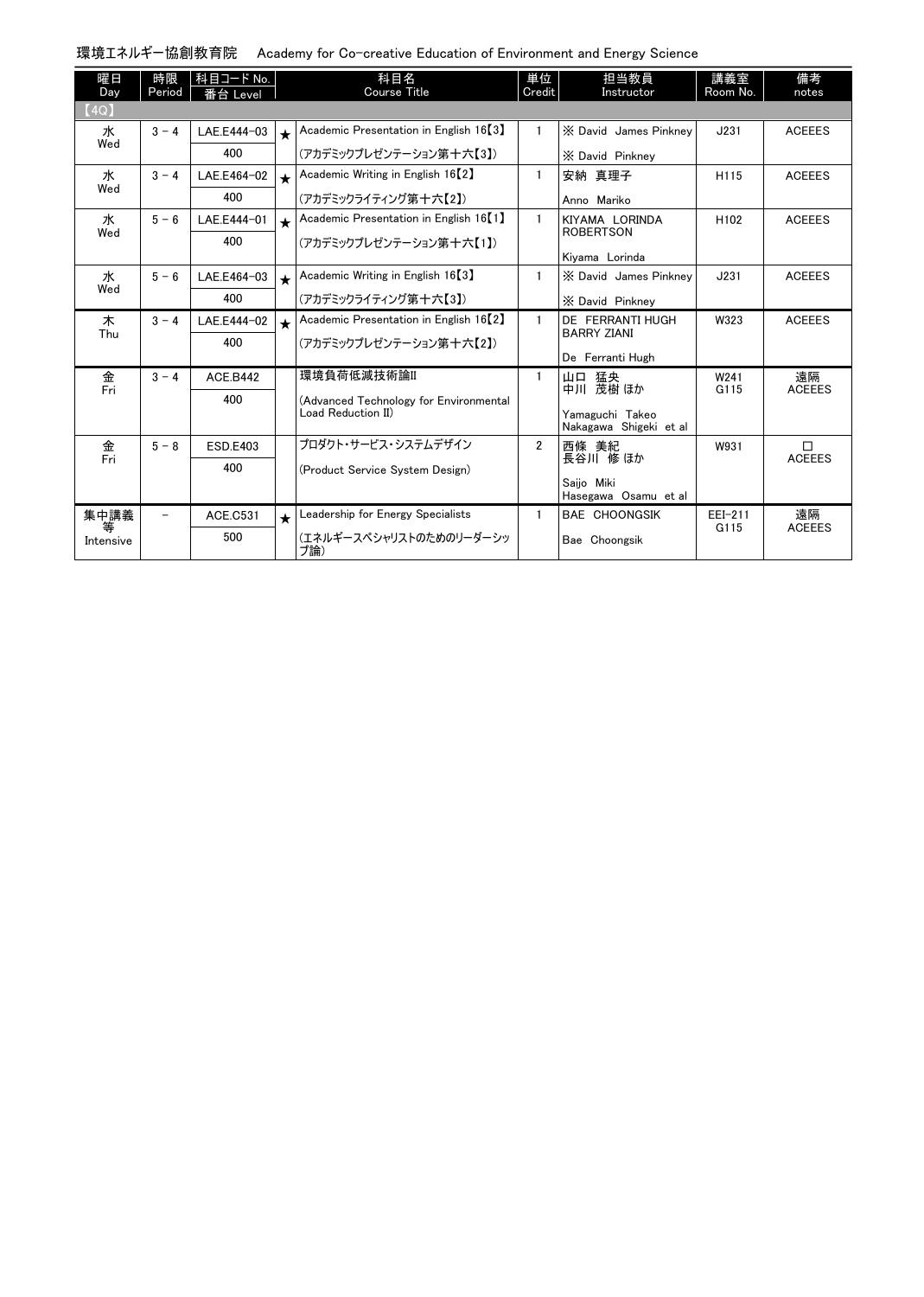環境エネルギー協創教育院　Academy for Co-creative Education of Environment and Energy Science

| 曜日 Day | 時限 Period | 科目コード No. 番台 Level | | 科目名 Course Title | 単位 Credit | 担当教員 Instructor | 講義室 Room No. | 備考 notes |
|---|---|---|---|---|---|---|---|---|
| 【4Q】 | | | | | | | | |
| 水 Wed | 3 - 4 | LAE.E444-03 400 | ★ | Academic Presentation in English 16【3】 (アカデミックプレゼンテーション第十六【3】) | 1 | ※ David James Pinkney ※ David Pinkney | J231 | ACEEES |
| 水 Wed | 3 - 4 | LAE.E464-02 400 | ★ | Academic Writing in English 16【2】 (アカデミックライティング第十六【2】) | 1 | 安納 真理子 Anno Mariko | H115 | ACEEES |
| 水 Wed | 5 - 6 | LAE.E444-01 400 | ★ | Academic Presentation in English 16【1】 (アカデミックプレゼンテーション第十六【1】) | 1 | KIYAMA LORINDA ROBERTSON Kiyama Lorinda | H102 | ACEEES |
| 水 Wed | 5 - 6 | LAE.E464-03 400 | ★ | Academic Writing in English 16【3】 (アカデミックライティング第十六【3】) | 1 | ※ David James Pinkney ※ David Pinkney | J231 | ACEEES |
| 木 Thu | 3 - 4 | LAE.E444-02 400 | ★ | Academic Presentation in English 16【2】 (アカデミックプレゼンテーション第十六【2】) | 1 | DE FERRANTI HUGH BARRY ZIANI De Ferranti Hugh | W323 | ACEEES |
| 金 Fri | 3 - 4 | ACE.B442 400 | | 環境負荷低減技術論II (Advanced Technology for Environmental Load Reduction II) | 1 | 山口 猛央 中川 茂樹 ほか Yamaguchi Takeo Nakagawa Shigeki et al | W241 G115 | 遠隔 ACEEES |
| 金 Fri | 5 - 8 | ESD.E403 400 | | プロダクト・サービス・システムデザイン (Product Service System Design) | 2 | 西條 美紀 長谷川 修 ほか Saijo Miki Hasegawa Osamu et al | W931 | □ ACEEES |
| 集中講義等 Intensive | － | ACE.C531 500 | ★ | Leadership for Energy Specialists (エネルギースペシャリストのためのリーダーシップ論) | 1 | BAE CHOONGSIK Bae Choongsik | EEI-211 G115 | 遠隔 ACEEES |